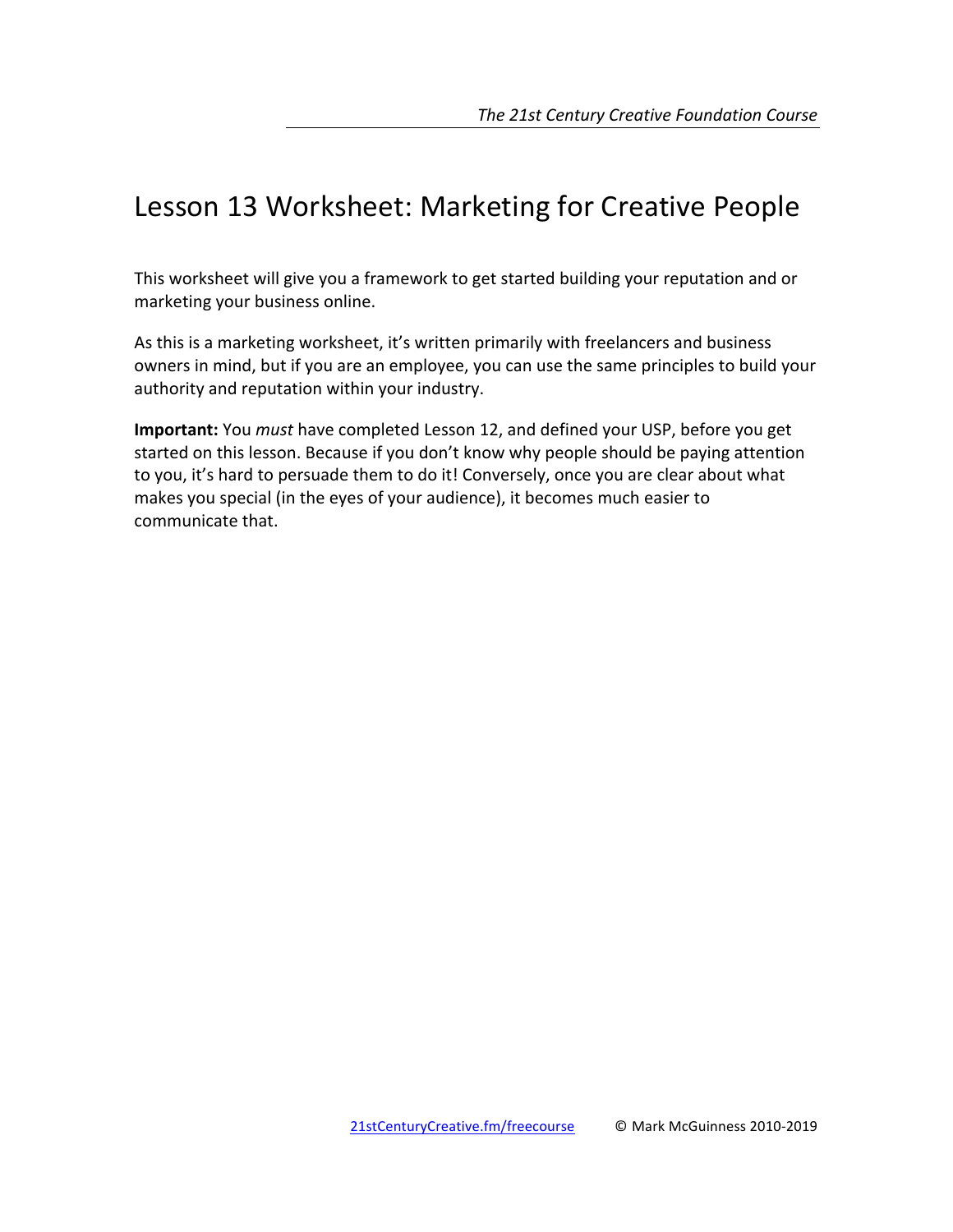# Lesson 13 Worksheet: Marketing for Creative People

This worksheet will give you a framework to get started building your reputation and or marketing your business online.

As this is a marketing worksheet, it's written primarily with freelancers and business owners in mind, but if you are an employee, you can use the same principles to build your authority and reputation within your industry.

**Important:** You *must* have completed Lesson 12, and defined your USP, before you get started on this lesson. Because if you don't know why people should be paying attention to you, it's hard to persuade them to do it! Conversely, once you are clear about what makes you special (in the eyes of your audience), it becomes much easier to communicate that.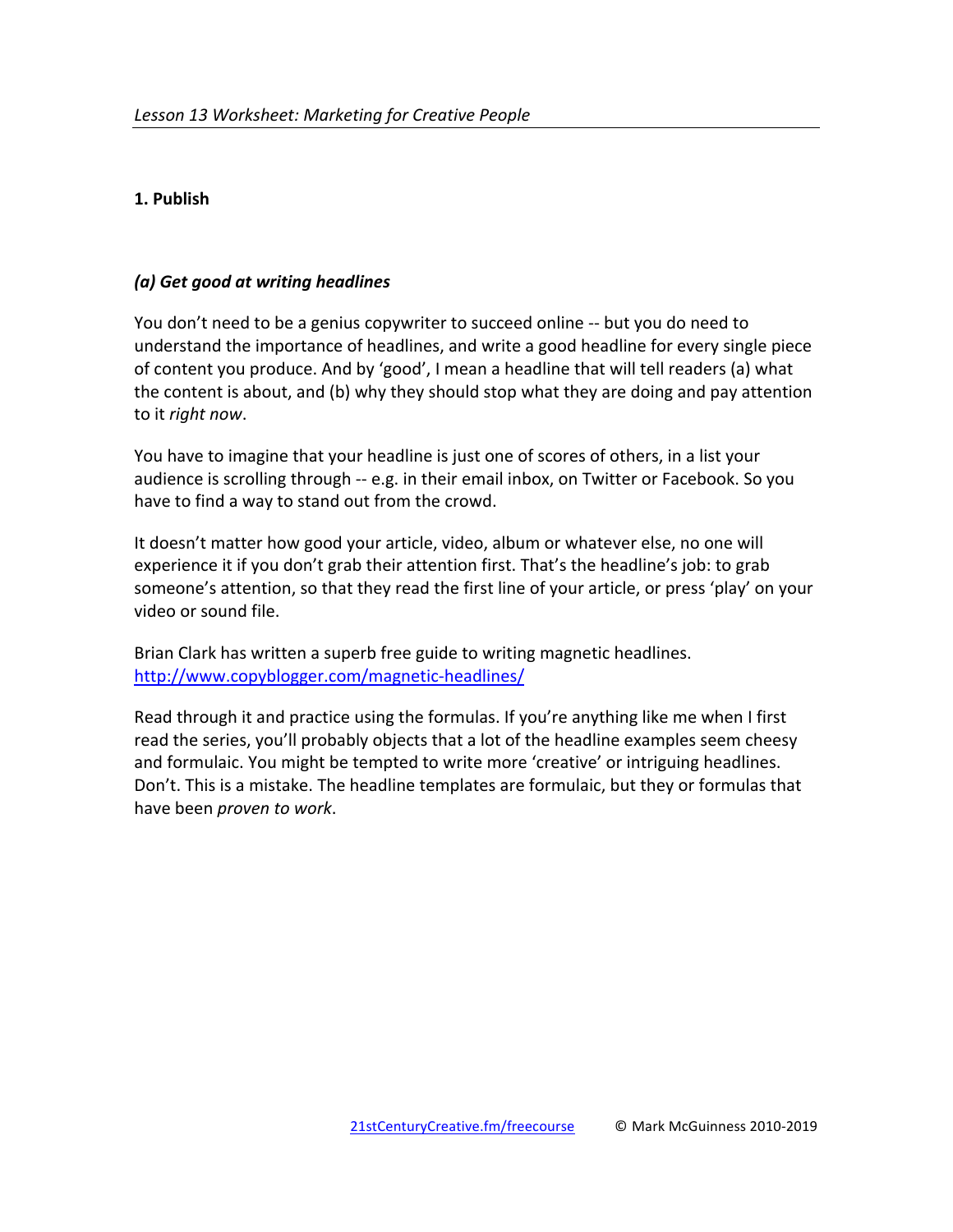## 1. Publish

### *(a) Get good at writing headlines*

You don't need to be a genius copywriter to succeed online -- but you do need to understand the importance of headlines, and write a good headline for every single piece of content you produce. And by 'good', I mean a headline that will tell readers (a) what the content is about, and (b) why they should stop what they are doing and pay attention to it *right now*.

You have to imagine that your headline is just one of scores of others, in a list your audience is scrolling through -- e.g. in their email inbox, on Twitter or Facebook. So you have to find a way to stand out from the crowd.

It doesn't matter how good your article, video, album or whatever else, no one will experience it if you don't grab their attention first. That's the headline's job: to grab someone's attention, so that they read the first line of your article, or press 'play' on your video or sound file.

Brian Clark has written a superb free guide to writing magnetic headlines. http://www.copyblogger.com/magnetic-headlines/

Read through it and practice using the formulas. If you're anything like me when I first read the series, you'll probably objects that a lot of the headline examples seem cheesy and formulaic. You might be tempted to write more 'creative' or intriguing headlines. Don't. This is a mistake. The headline templates are formulaic, but they or formulas that have been *proven to work*.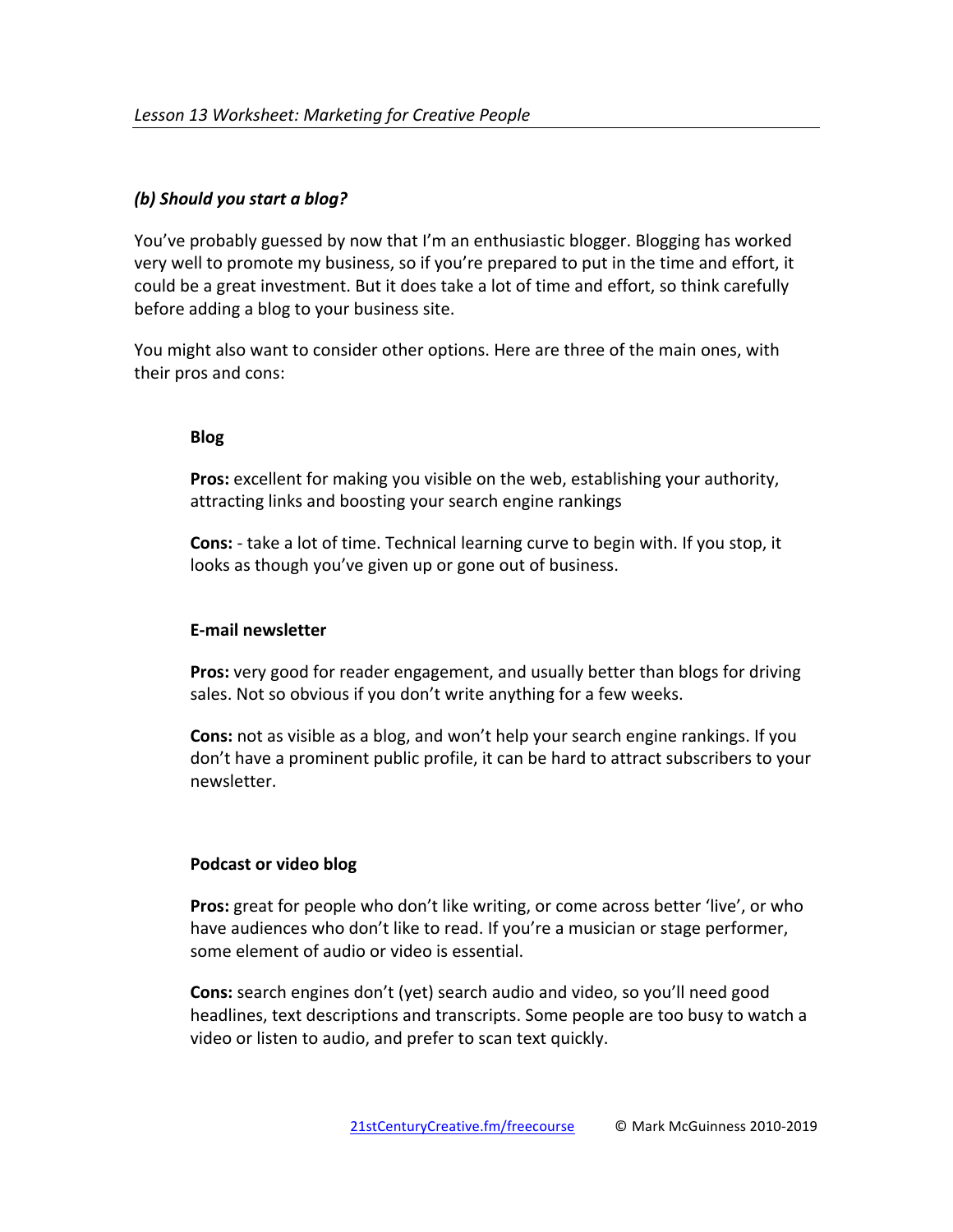### *(b) Should you start a blog?*

You've probably guessed by now that I'm an enthusiastic blogger. Blogging has worked very well to promote my business, so if you're prepared to put in the time and effort, it could be a great investment. But it does take a lot of time and effort, so think carefully before adding a blog to your business site.

You might also want to consider other options. Here are three of the main ones, with their pros and cons:

**Blog**

**Pros:** excellent for making you visible on the web, establishing your authority, attracting links and boosting your search engine rankings

**Cons:** - take a lot of time. Technical learning curve to begin with. If you stop, it looks as though you've given up or gone out of business.

**E-mail newsletter**

**Pros:** very good for reader engagement, and usually better than blogs for driving sales. Not so obvious if you don't write anything for a few weeks.

**Cons:** not as visible as a blog, and won't help your search engine rankings. If you don't have a prominent public profile, it can be hard to attract subscribers to your newsletter.

**Podcast or video blog**

**Pros:** great for people who don't like writing, or come across better 'live', or who have audiences who don't like to read. If you're a musician or stage performer, some element of audio or video is essential.

**Cons:** search engines don't (yet) search audio and video, so you'll need good headlines, text descriptions and transcripts. Some people are too busy to watch a video or listen to audio, and prefer to scan text quickly.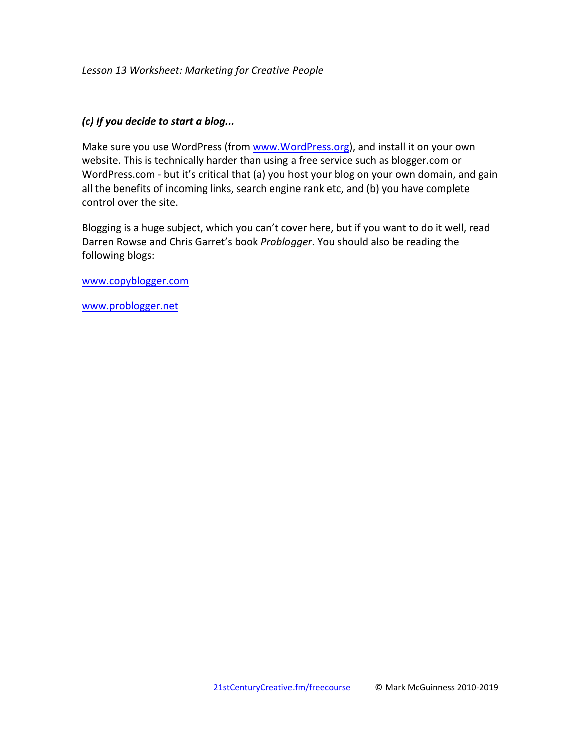### *(c) If you decide to start a blog...*

Make sure you use WordPress (from [www.WordPress.org](http://www.WordPress.org)), and install it on your own website. This is technically harder than using a free service such as blogger.com or WordPress.com - but it's critical that (a) you host your blog on your own domain, and gain all the benefits of incoming links, search engine rank etc, and (b) you have complete control over the site.

Blogging is a huge subject, which you can't cover here, but if you want to do it well, read Darren Rowse and Chris Garret's book *Problogger*. You should also be reading the following blogs:

[www.copyblogger.com](http://www.copyblogger.com)

[www.problogger.net](http://www.problogger.net)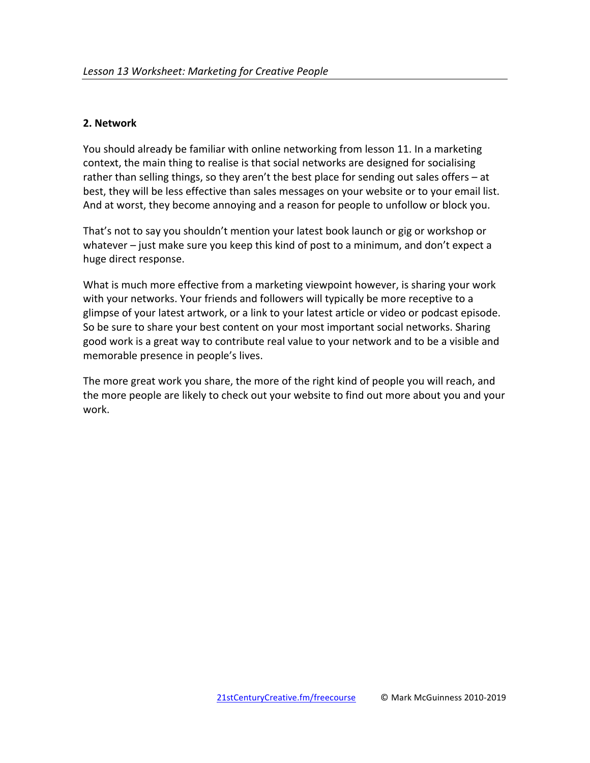## 2. Network

You should already be familiar with online networking from lesson 11. In a marketing context, the main thing to realise is that social networks are designed for socialising rather than selling things, so they aren't the best place for sending out sales offers – at best, they will be less effective than sales messages on your website or to your email list. And at worst, they become annoying and a reason for people to unfollow or block you.

That's not to say you shouldn't mention your latest book launch or gig or workshop or whatever – just make sure you keep this kind of post to a minimum, and don't expect a huge direct response.

What is much more effective from a marketing viewpoint however, is sharing your work with your networks. Your friends and followers will typically be more receptive to a glimpse of your latest artwork, or a link to your latest article or video or podcast episode. So be sure to share your best content on your most important social networks. Sharing good work is a great way to contribute real value to your network and to be a visible and memorable presence in people's lives.

The more great work you share, the more of the right kind of people you will reach, and the more people are likely to check out your website to find out more about you and your work.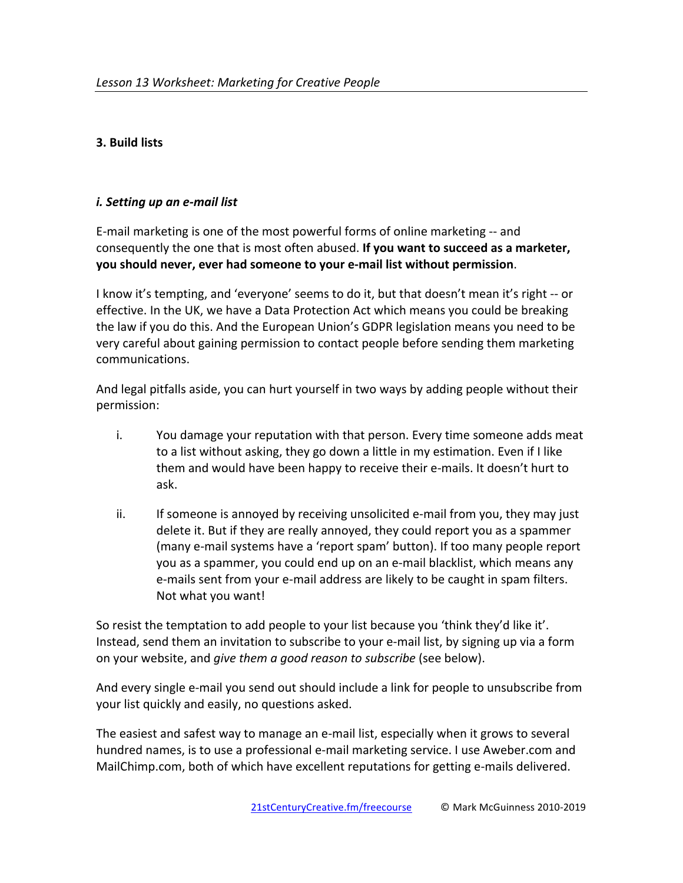### 3. Build lists

#### *i. Setting up an e-mail list*

E-mail marketing is one of the most powerful forms of online marketing -- and consequently the one that is most often abused. **If you want to succeed as a marketer, you should never, ever had someone to your e-mail list without permission**.

I know it's tempting, and 'everyone' seems to do it, but that doesn't mean it's right -- or effective. In the UK, we have a Data Protection Act which means you could be breaking the law if you do this. And the European Union's GDPR legislation means you need to be very careful about gaining permission to contact people before sending them marketing communications.

And legal pitfalls aside, you can hurt yourself in two ways by adding people without their permission:

i. You damage your reputation with that person. Every time someone adds meat to a list without asking, they go down a little in my estimation. Even if I like them and would have been happy to receive their e-mails. It doesn't hurt to ask.

ii. If someone is annoyed by receiving unsolicited e-mail from you, they may just delete it. But if they are really annoyed, they could report you as a spammer (many e-mail systems have a 'report spam' button). If too many people report you as a spammer, you could end up on an e-mail blacklist, which means any e-mails sent from your e-mail address are likely to be caught in spam filters. Not what you want!

So resist the temptation to add people to your list because you 'think they'd like it'. Instead, send them an invitation to subscribe to your e-mail list, by signing up via a form on your website, and *give them a good reason to subscribe* (see below).

And every single e-mail you send out should include a link for people to unsubscribe from your list quickly and easily, no questions asked.

The easiest and safest way to manage an e-mail list, especially when it grows to several hundred names, is to use a professional e-mail marketing service. I use Aweber.com and MailChimp.com, both of which have excellent reputations for getting e-mails delivered.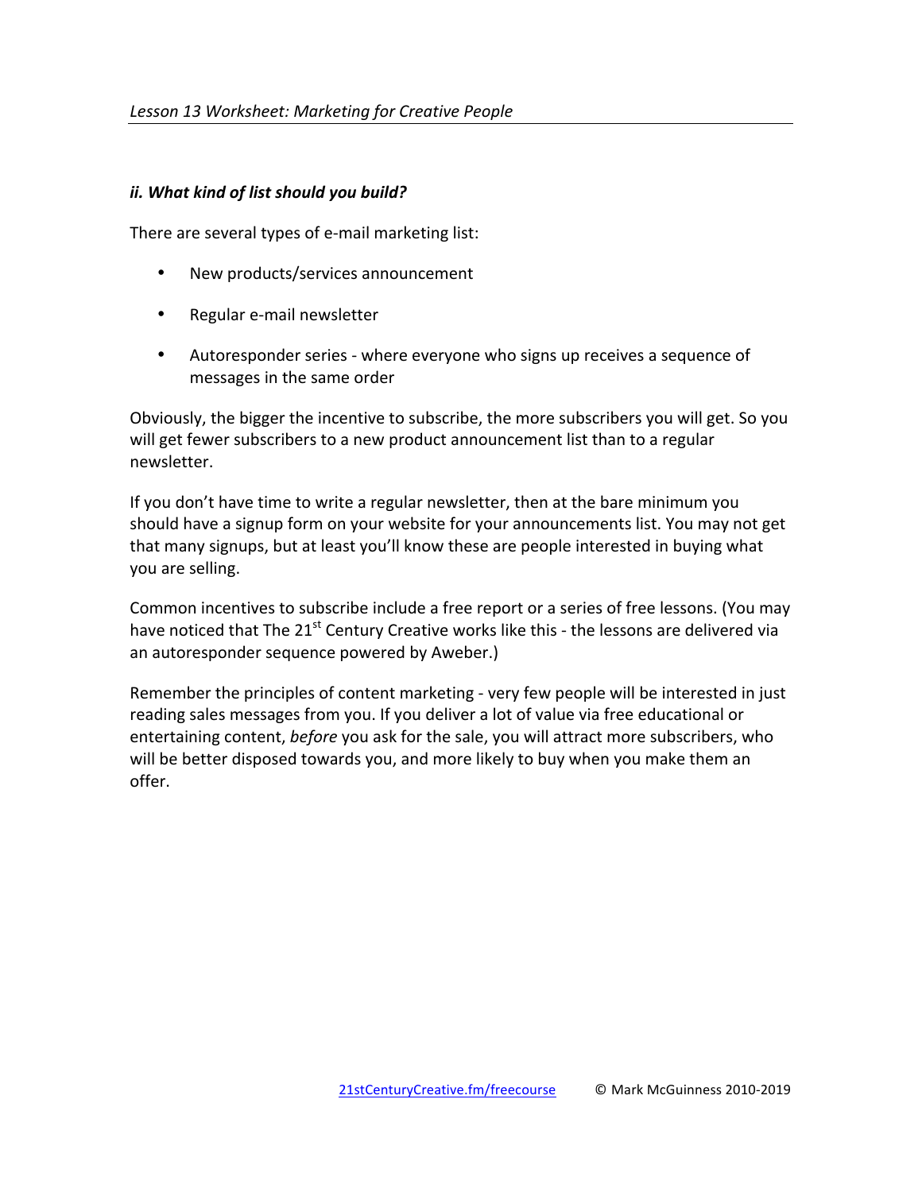### *ii. What kind of list should you build?*

There are several types of e-mail marketing list:

- New products/services announcement
- Regular e-mail newsletter
- Autoresponder series - where everyone who signs up receives a sequence of messages in the same order

Obviously, the bigger the incentive to subscribe, the more subscribers you will get. So you will get fewer subscribers to a new product announcement list than to a regular newsletter.

If you don't have time to write a regular newsletter, then at the bare minimum you should have a signup form on your website for your announcements list. You may not get that many signups, but at least you'll know these are people interested in buying what you are selling.

Common incentives to subscribe include a free report or a series of free lessons. (You may have noticed that The 21st Century Creative works like this - the lessons are delivered via an autoresponder sequence powered by Aweber.)

Remember the principles of content marketing - very few people will be interested in just reading sales messages from you. If you deliver a lot of value via free educational or entertaining content, *before* you ask for the sale, you will attract more subscribers, who will be better disposed towards you, and more likely to buy when you make them an offer.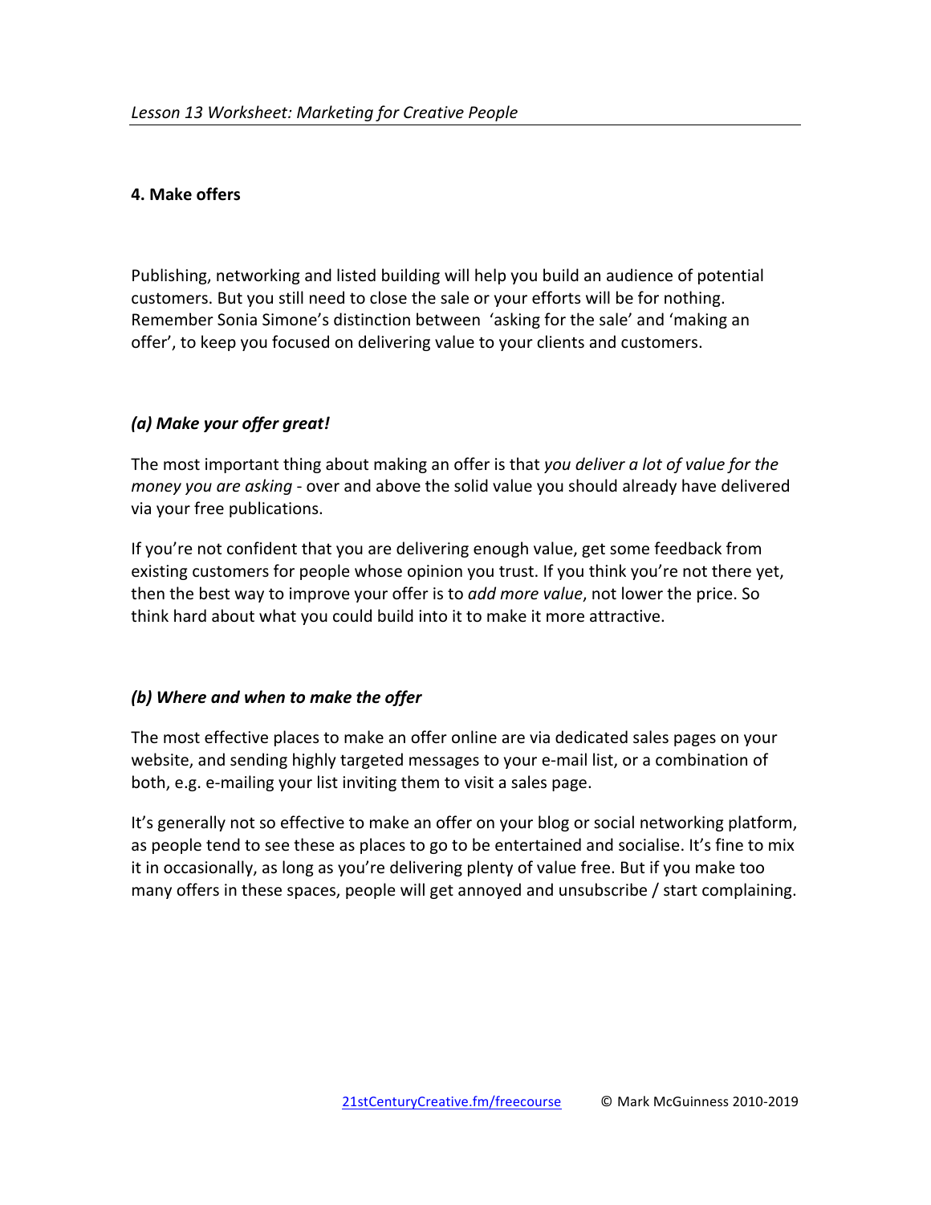## 4. Make offers

Publishing, networking and listed building will help you build an audience of potential customers. But you still need to close the sale or your efforts will be for nothing. Remember Sonia Simone's distinction between 'asking for the sale' and 'making an offer', to keep you focused on delivering value to your clients and customers.

### *(a) Make your offer great!*

The most important thing about making an offer is that *you deliver a lot of value for the money you are asking* - over and above the solid value you should already have delivered via your free publications.

If you're not confident that you are delivering enough value, get some feedback from existing customers for people whose opinion you trust. If you think you're not there yet, then the best way to improve your offer is to *add more value*, not lower the price. So think hard about what you could build into it to make it more attractive.

### *(b) Where and when to make the offer*

The most effective places to make an offer online are via dedicated sales pages on your website, and sending highly targeted messages to your e-mail list, or a combination of both, e.g. e-mailing your list inviting them to visit a sales page.

It's generally not so effective to make an offer on your blog or social networking platform, as people tend to see these as places to go to be entertained and socialise. It's fine to mix it in occasionally, as long as you're delivering plenty of value free. But if you make too many offers in these spaces, people will get annoyed and unsubscribe / start complaining.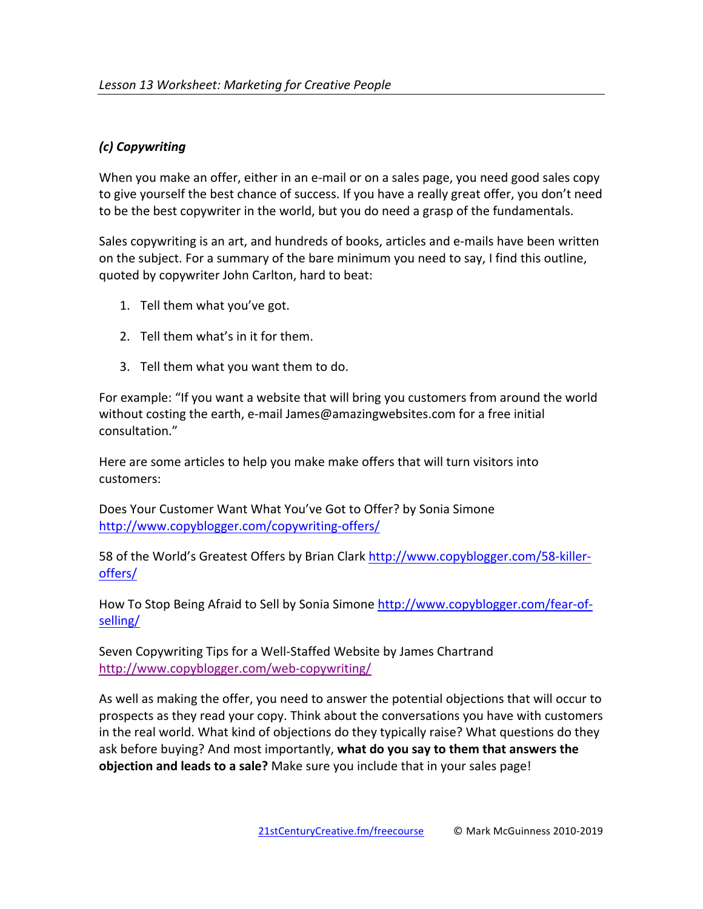### *(c) Copywriting*

When you make an offer, either in an e-mail or on a sales page, you need good sales copy to give yourself the best chance of success. If you have a really great offer, you don't need to be the best copywriter in the world, but you do need a grasp of the fundamentals.

Sales copywriting is an art, and hundreds of books, articles and e-mails have been written on the subject. For a summary of the bare minimum you need to say, I find this outline, quoted by copywriter John Carlton, hard to beat:

1. Tell them what you've got.
2. Tell them what's in it for them.
3. Tell them what you want them to do.

For example: "If you want a website that will bring you customers from around the world without costing the earth, e-mail James@amazingwebsites.com for a free initial consultation."

Here are some articles to help you make make offers that will turn visitors into customers:

Does Your Customer Want What You've Got to Offer? by Sonia Simone http://www.copyblogger.com/copywriting-offers/

58 of the World's Greatest Offers by Brian Clark http://www.copyblogger.com/58-killer-offers/

How To Stop Being Afraid to Sell by Sonia Simone http://www.copyblogger.com/fear-of-selling/

Seven Copywriting Tips for a Well-Staffed Website by James Chartrand http://www.copyblogger.com/web-copywriting/

As well as making the offer, you need to answer the potential objections that will occur to prospects as they read your copy. Think about the conversations you have with customers in the real world. What kind of objections do they typically raise? What questions do they ask before buying? And most importantly, **what do you say to them that answers the objection and leads to a sale?** Make sure you include that in your sales page!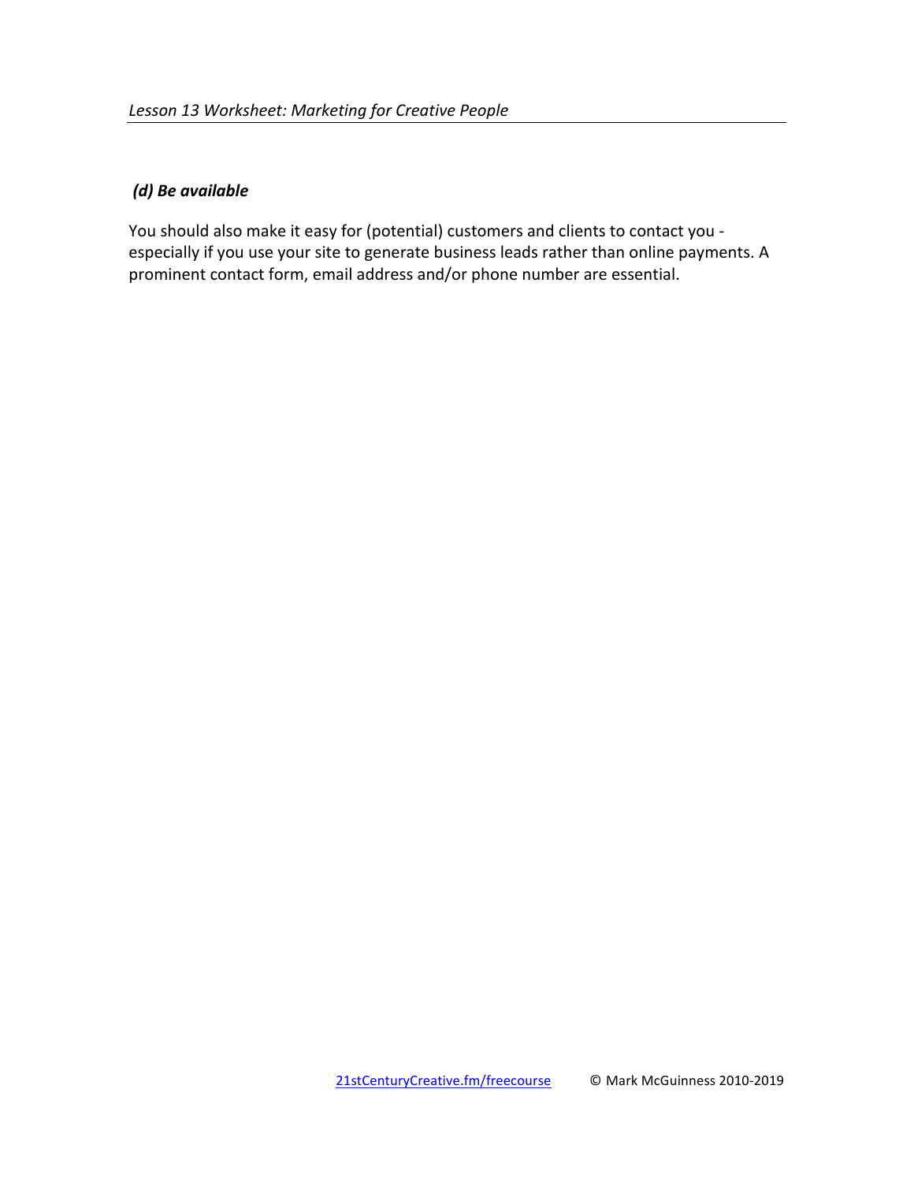### *(d) Be available*

You should also make it easy for (potential) customers and clients to contact you - especially if you use your site to generate business leads rather than online payments. A prominent contact form, email address and/or phone number are essential.